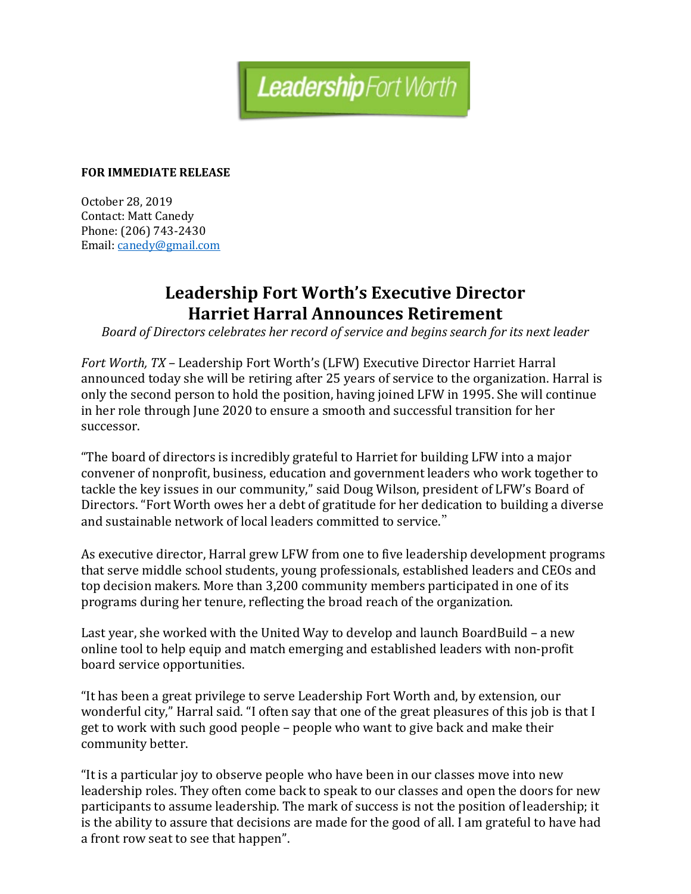Leadership Fort Worth

**FOR IMMEDIATE RELEASE**

October 28, 2019
Contact: Matt Canedy
Phone: (206) 743-2430
Email: canedy@gmail.com

# Leadership Fort Worth's Executive Director Harriet Harral Announces Retirement

*Board of Directors celebrates her record of service and begins search for its next leader*

*Fort Worth, TX* – Leadership Fort Worth's (LFW) Executive Director Harriet Harral announced today she will be retiring after 25 years of service to the organization. Harral is only the second person to hold the position, having joined LFW in 1995. She will continue in her role through June 2020 to ensure a smooth and successful transition for her successor.

"The board of directors is incredibly grateful to Harriet for building LFW into a major convener of nonprofit, business, education and government leaders who work together to tackle the key issues in our community," said Doug Wilson, president of LFW's Board of Directors. "Fort Worth owes her a debt of gratitude for her dedication to building a diverse and sustainable network of local leaders committed to service."

As executive director, Harral grew LFW from one to five leadership development programs that serve middle school students, young professionals, established leaders and CEOs and top decision makers. More than 3,200 community members participated in one of its programs during her tenure, reflecting the broad reach of the organization.

Last year, she worked with the United Way to develop and launch BoardBuild – a new online tool to help equip and match emerging and established leaders with non-profit board service opportunities.

"It has been a great privilege to serve Leadership Fort Worth and, by extension, our wonderful city," Harral said. "I often say that one of the great pleasures of this job is that I get to work with such good people – people who want to give back and make their community better.

"It is a particular joy to observe people who have been in our classes move into new leadership roles. They often come back to speak to our classes and open the doors for new participants to assume leadership. The mark of success is not the position of leadership; it is the ability to assure that decisions are made for the good of all. I am grateful to have had a front row seat to see that happen".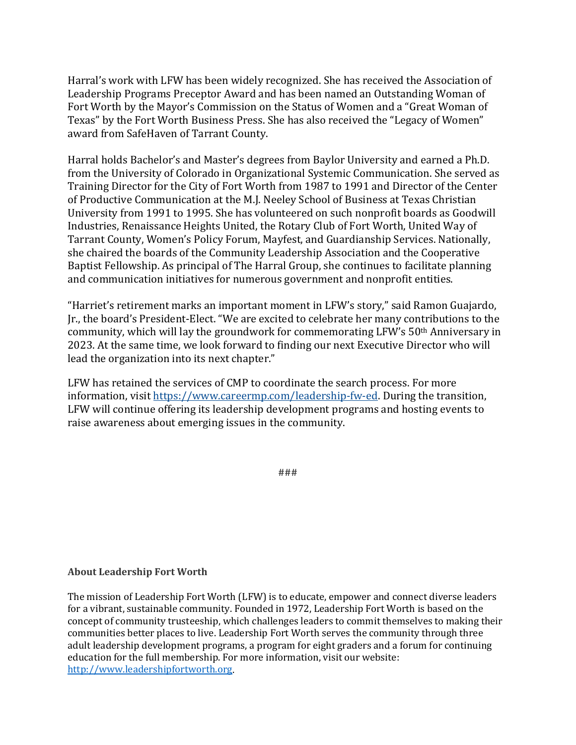Harral's work with LFW has been widely recognized. She has received the Association of Leadership Programs Preceptor Award and has been named an Outstanding Woman of Fort Worth by the Mayor's Commission on the Status of Women and a "Great Woman of Texas" by the Fort Worth Business Press. She has also received the "Legacy of Women" award from SafeHaven of Tarrant County.

Harral holds Bachelor's and Master's degrees from Baylor University and earned a Ph.D. from the University of Colorado in Organizational Systemic Communication. She served as Training Director for the City of Fort Worth from 1987 to 1991 and Director of the Center of Productive Communication at the M.J. Neeley School of Business at Texas Christian University from 1991 to 1995. She has volunteered on such nonprofit boards as Goodwill Industries, Renaissance Heights United, the Rotary Club of Fort Worth, United Way of Tarrant County, Women's Policy Forum, Mayfest, and Guardianship Services. Nationally, she chaired the boards of the Community Leadership Association and the Cooperative Baptist Fellowship. As principal of The Harral Group, she continues to facilitate planning and communication initiatives for numerous government and nonprofit entities.

"Harriet's retirement marks an important moment in LFW's story," said Ramon Guajardo, Jr., the board's President-Elect. "We are excited to celebrate her many contributions to the community, which will lay the groundwork for commemorating LFW's 50th Anniversary in 2023. At the same time, we look forward to finding our next Executive Director who will lead the organization into its next chapter."

LFW has retained the services of CMP to coordinate the search process. For more information, visit https://www.careermp.com/leadership-fw-ed. During the transition, LFW will continue offering its leadership development programs and hosting events to raise awareness about emerging issues in the community.

###

**About Leadership Fort Worth**

The mission of Leadership Fort Worth (LFW) is to educate, empower and connect diverse leaders for a vibrant, sustainable community. Founded in 1972, Leadership Fort Worth is based on the concept of community trusteeship, which challenges leaders to commit themselves to making their communities better places to live. Leadership Fort Worth serves the community through three adult leadership development programs, a program for eight graders and a forum for continuing education for the full membership. For more information, visit our website: http://www.leadershipfortworth.org.